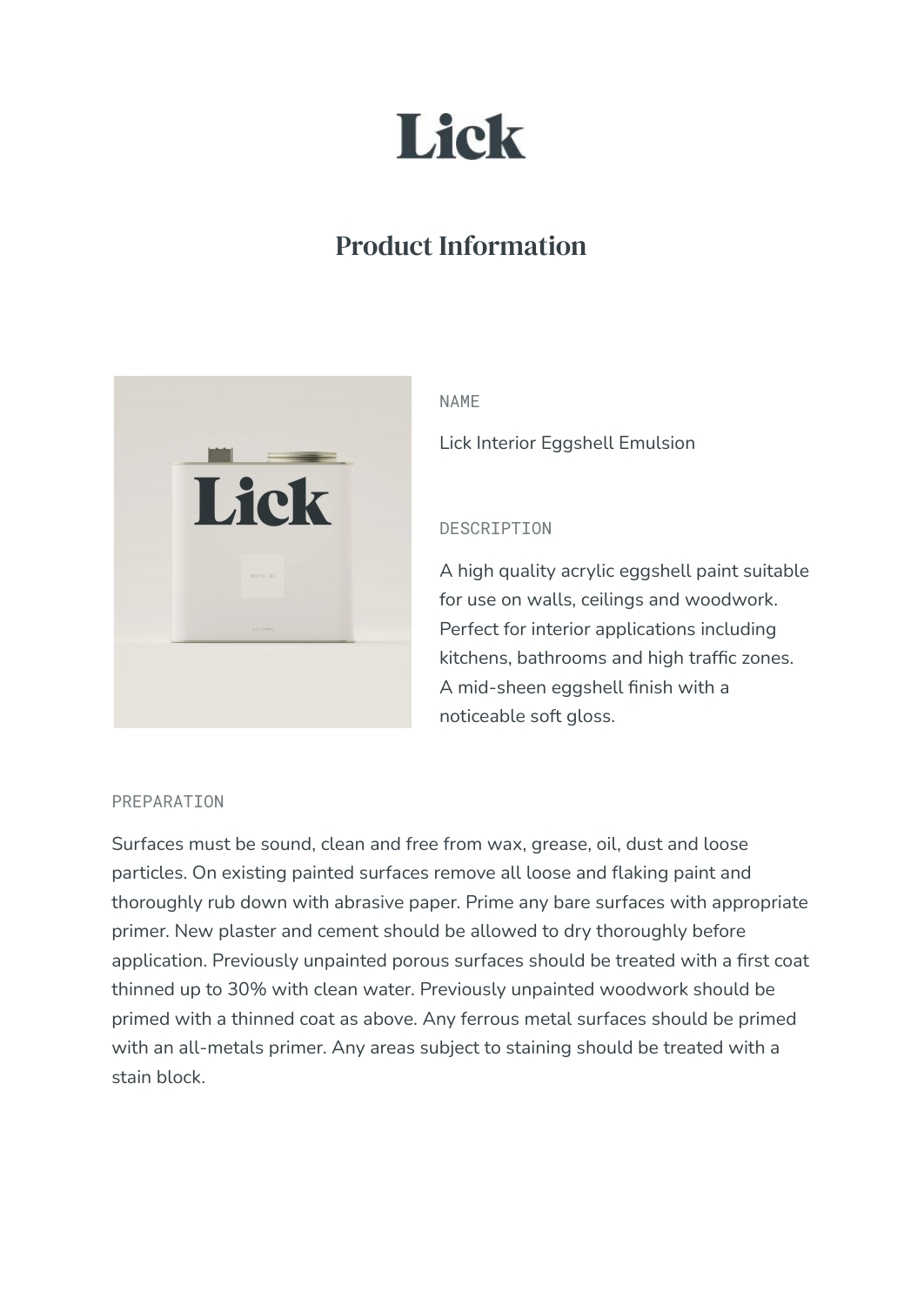# Lick

## Product Information

NAME

Lick Interior Eggshell Emulsion

DESCRIPTION

A high quality acrylic eggshell paint suitable for use on walls, ceilings and woodwork. Perfect for interior applications including kitchens, bathrooms and high traffic zones. A mid-sheen eggshell finish with a noticeable soft gloss.

PREPARATION

Surfaces must be sound, clean and free from wax, grease, oil, dust and loose particles. On existing painted surfaces remove all loose and flaking paint and thoroughly rub down with abrasive paper. Prime any bare surfaces with appropriate primer. New plaster and cement should be allowed to dry thoroughly before application. Previously unpainted porous surfaces should be treated with a first coat thinned up to 30% with clean water. Previously unpainted woodwork should be primed with a thinned coat as above. Any ferrous metal surfaces should be primed with an all-metals primer. Any areas subject to staining should be treated with a stain block.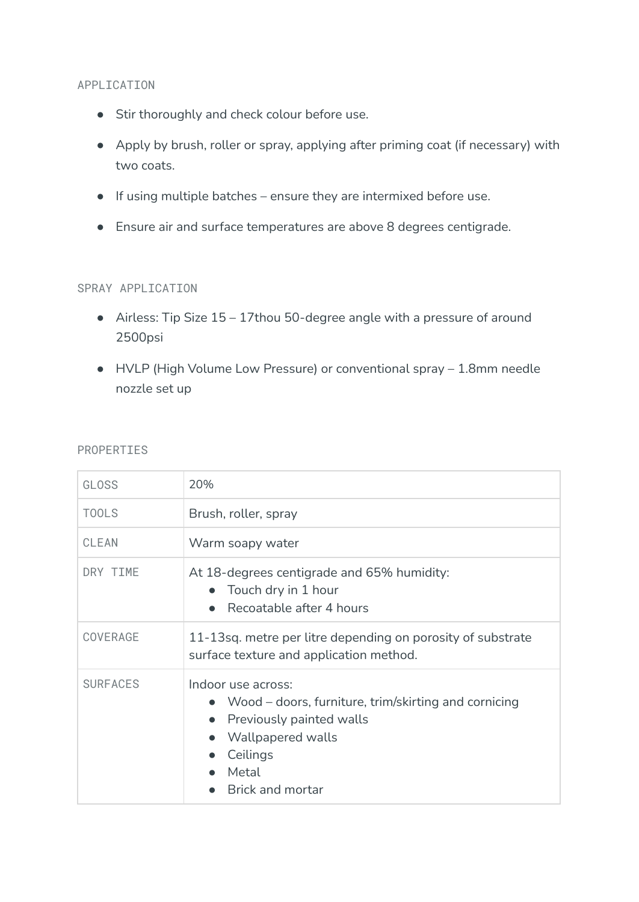## APPLICATION

- Stir thoroughly and check colour before use.
- Apply by brush, roller or spray, applying after priming coat (if necessary) with two coats.
- If using multiple batches – ensure they are intermixed before use.
- Ensure air and surface temperatures are above 8 degrees centigrade.

## SPRAY APPLICATION

- Airless: Tip Size 15 – 17thou 50-degree angle with a pressure of around 2500psi
- HVLP (High Volume Low Pressure) or conventional spray – 1.8mm needle nozzle set up

## PROPERTIES

| | |
|---|---|
| GLOSS | 20% |
| TOOLS | Brush, roller, spray |
| CLEAN | Warm soapy water |
| DRY TIME | At 18-degrees centigrade and 65% humidity:<br>• Touch dry in 1 hour<br>• Recoatable after 4 hours |
| COVERAGE | 11-13sq. metre per litre depending on porosity of substrate surface texture and application method. |
| SURFACES | Indoor use across:<br>• Wood – doors, furniture, trim/skirting and cornicing<br>• Previously painted walls<br>• Wallpapered walls<br>• Ceilings<br>• Metal<br>• Brick and mortar |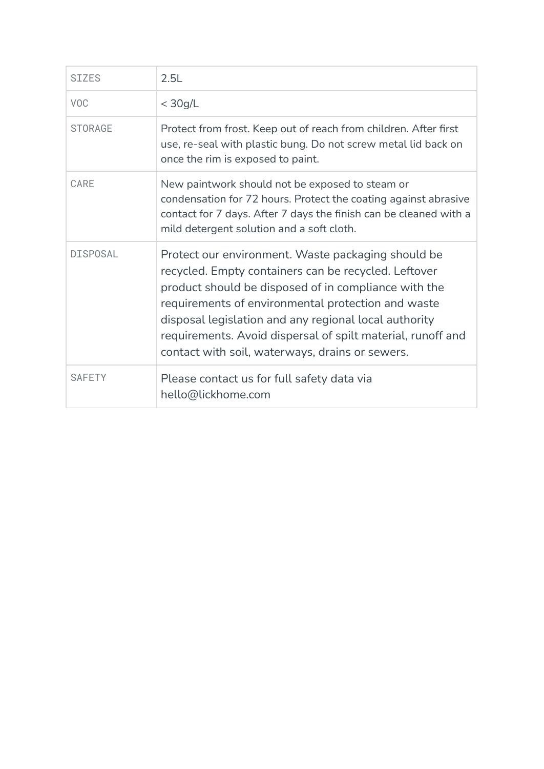| | |
|---|---|
| SIZES | 2.5L |
| VOC | < 30g/L |
| STORAGE | Protect from frost. Keep out of reach from children. After first use, re-seal with plastic bung. Do not screw metal lid back on once the rim is exposed to paint. |
| CARE | New paintwork should not be exposed to steam or condensation for 72 hours. Protect the coating against abrasive contact for 7 days. After 7 days the finish can be cleaned with a mild detergent solution and a soft cloth. |
| DISPOSAL | Protect our environment. Waste packaging should be recycled. Empty containers can be recycled. Leftover product should be disposed of in compliance with the requirements of environmental protection and waste disposal legislation and any regional local authority requirements. Avoid dispersal of spilt material, runoff and contact with soil, waterways, drains or sewers. |
| SAFETY | Please contact us for full safety data via hello@lickhome.com |